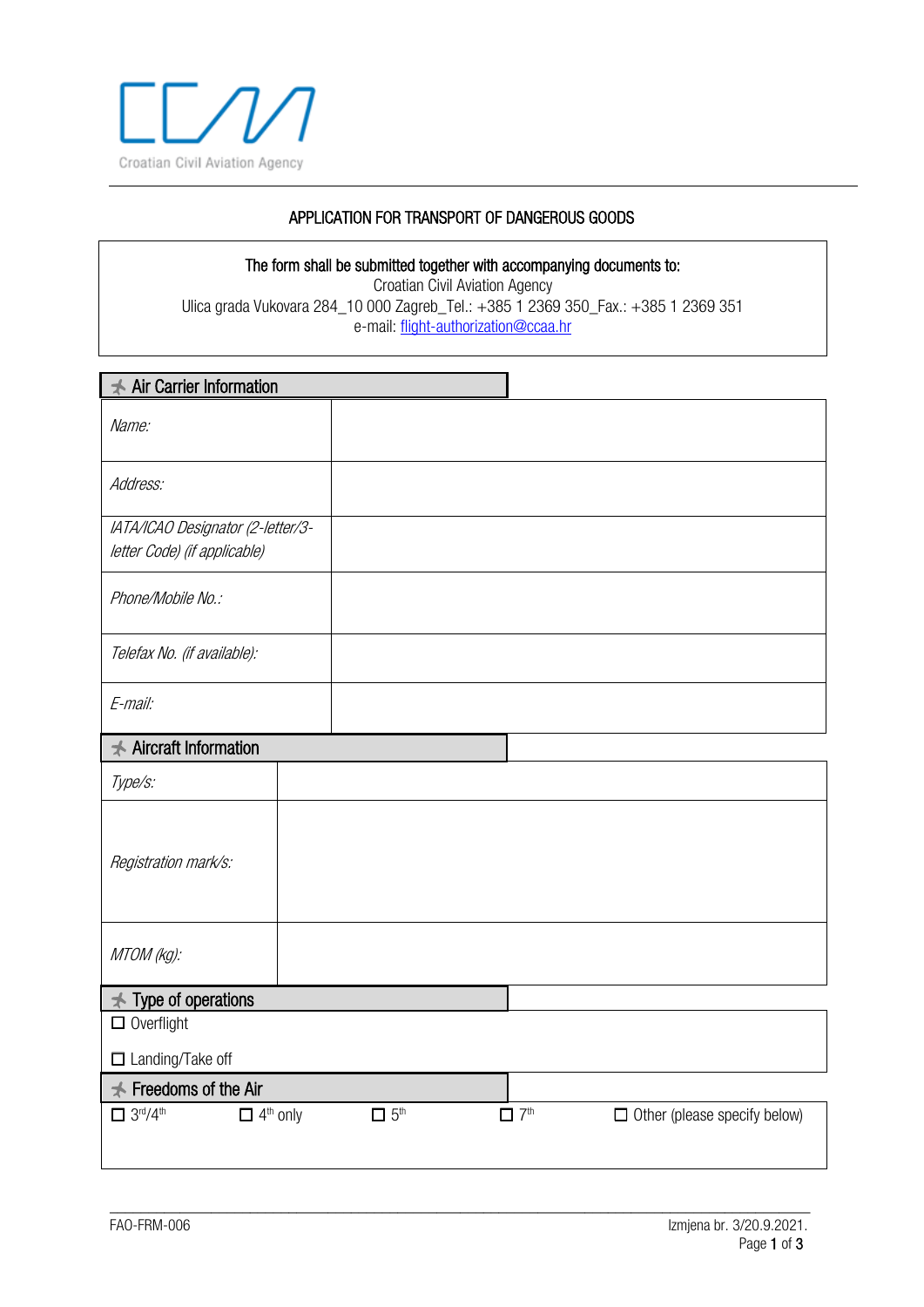Croatian Civil Aviation Agency

# APPLICATION FOR TRANSPORT OF DANGEROUS GOODS

**The form shall be submitted together with accompanying documents to:**
Croatian Civil Aviation Agency
Ulica grada Vukovara 284_10 000 Zagreb_Tel.: +385 1 2369 350_Fax.: +385 1 2369 351
e-mail: flight-authorization@ccaa.hr

## Air Carrier Information

| | |
|---|---|
| *Name:* | |
| *Address:* | |
| *IATA/ICAO Designator (2-letter/3-letter Code) (if applicable)* | |
| *Phone/Mobile No.:* | |
| *Telefax No. (if available):* | |
| *E-mail:* | |

## Aircraft Information

| | |
|---|---|
| *Type/s:* | |
| *Registration mark/s:* | |
| *MTOM (kg):* | |

## Type of operations

☐ Overflight

☐ Landing/Take off

## Freedoms of the Air

☐ 3rd/4th ☐ 4th only ☐ 5th ☐ 7th ☐ Other (please specify below)

FAO-FRM-006 Izmjena br. 3/20.9.2021.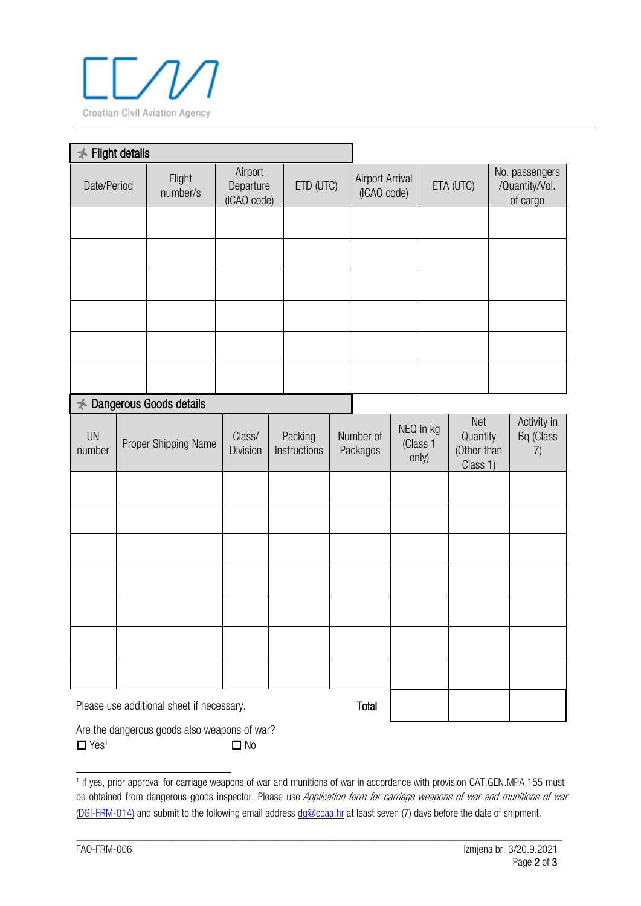Croatian Civil Aviation Agency

## ✈ Flight details

| Date/Period | Flight number/s | Airport Departure (ICAO code) | ETD (UTC) | Airport Arrival (ICAO code) | ETA (UTC) | No. passengers /Quantity/Vol. of cargo |
|---|---|---|---|---|---|---|
| | | | | | | |
| | | | | | | |
| | | | | | | |
| | | | | | | |
| | | | | | | |
| | | | | | | |

## ✈ Dangerous Goods details

| UN number | Proper Shipping Name | Class/ Division | Packing Instructions | Number of Packages | NEQ in kg (Class 1 only) | Net Quantity (Other than Class 1) | Activity in Bq (Class 7) |
|---|---|---|---|---|---|---|---|
| | | | | | | | |
| | | | | | | | |
| | | | | | | | |
| | | | | | | | |
| | | | | | | | |
| | | | | | | | |
| | | | | | | | |
| Please use additional sheet if necessary. | | | | **Total** | | | |

Are the dangerous goods also weapons of war?

☐ Yes[1] ☐ No

[1] If yes, prior approval for carriage weapons of war and munitions of war in accordance with provision CAT.GEN.MPA.155 must be obtained from dangerous goods inspector. Please use *Application form for carriage weapons of war and munitions of war* (DGI-FRM-014) and submit to the following email address dg@ccaa.hr at least seven (7) days before the date of shipment.

FAO-FRM-006 Izmjena br. 3/20.9.2021.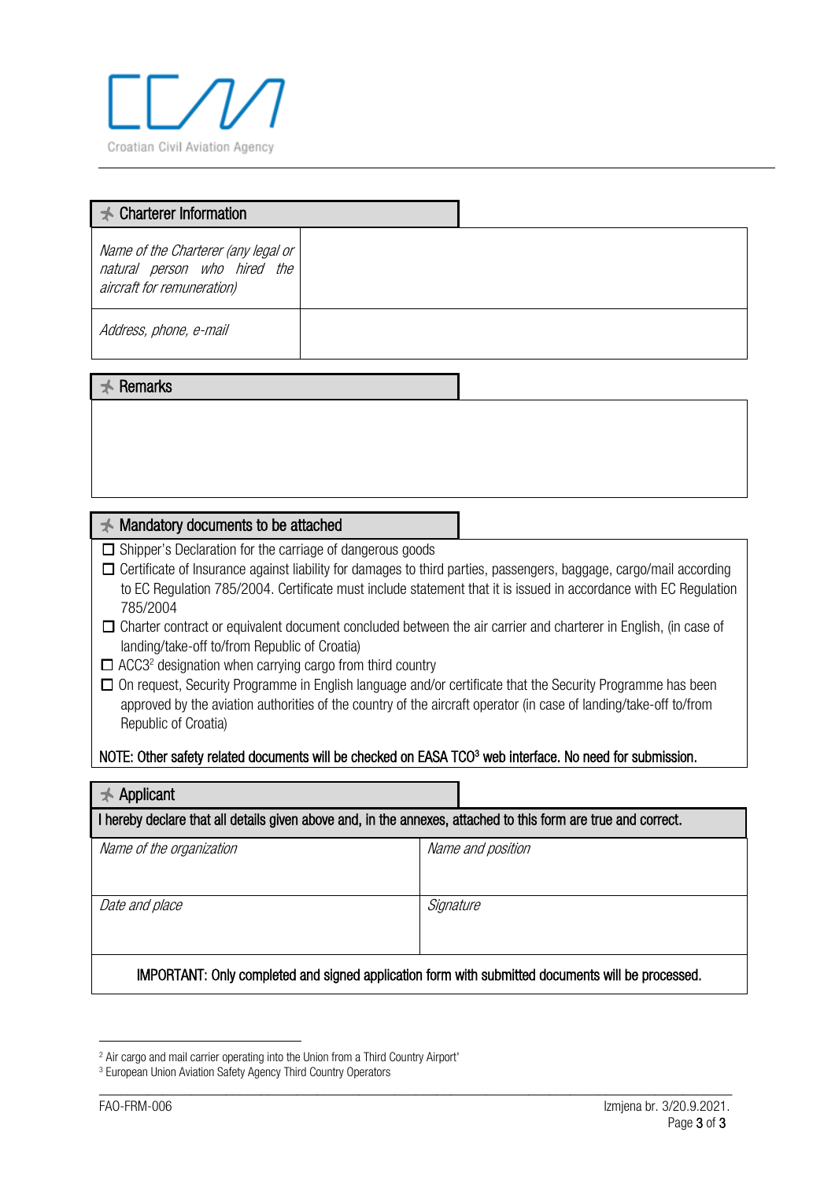Croatian Civil Aviation Agency

## Charterer Information

| | |
|---|---|
| *Name of the Charterer (any legal or natural person who hired the aircraft for remuneration)* | |
| *Address, phone, e-mail* | |

## Remarks

## Mandatory documents to be attached

- ☐ Shipper's Declaration for the carriage of dangerous goods
- ☐ Certificate of Insurance against liability for damages to third parties, passengers, baggage, cargo/mail according to EC Regulation 785/2004. Certificate must include statement that it is issued in accordance with EC Regulation 785/2004
- ☐ Charter contract or equivalent document concluded between the air carrier and charterer in English, (in case of landing/take-off to/from Republic of Croatia)
- ☐ ACC3[2] designation when carrying cargo from third country
- ☐ On request, Security Programme in English language and/or certificate that the Security Programme has been approved by the aviation authorities of the country of the aircraft operator (in case of landing/take-off to/from Republic of Croatia)

NOTE: Other safety related documents will be checked on EASA TCO[3] web interface. No need for submission.

## Applicant

I hereby declare that all details given above and, in the annexes, attached to this form are true and correct.

| | |
|---|---|
| *Name of the organization* | *Name and position* |
| *Date and place* | *Signature* |

IMPORTANT: Only completed and signed application form with submitted documents will be processed.

[2] Air cargo and mail carrier operating into the Union from a Third Country Airport'

[3] European Union Aviation Safety Agency Third Country Operators

FAO-FRM-006 Izmjena br. 3/20.9.2021.